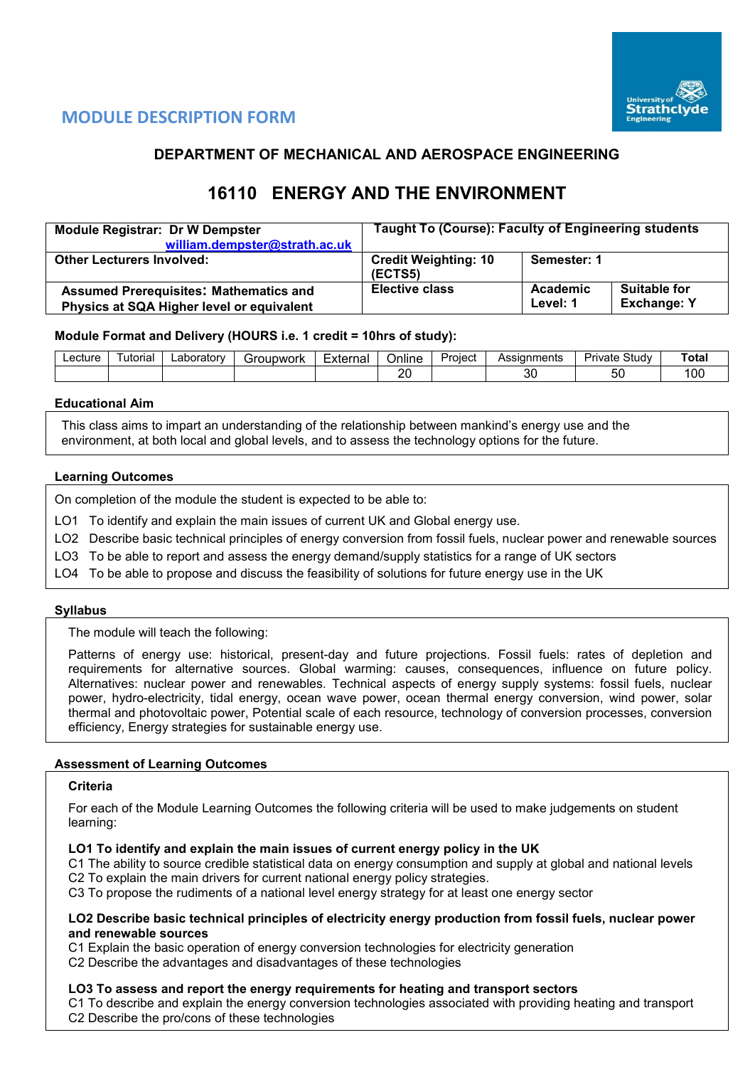# MODULE DESCRIPTION FORM

## DEPARTMENT OF MECHANICAL AND AEROSPACE ENGINEERING

## 16110 ENERGY AND THE ENVIRONMENT

| **Module Registrar: Dr W Dempster** william.dempster@strath.ac.uk | **Taught To (Course): Faculty of Engineering students** | | |
|---|---|---|---|
| **Other Lecturers Involved:** | **Credit Weighting: 10 (ECTS5)** | **Semester: 1** | |
| **Assumed Prerequisites: Mathematics and Physics at SQA Higher level or equivalent** | **Elective class** | **Academic Level: 1** | **Suitable for Exchange: Y** |

**Module Format and Delivery (HOURS i.e. 1 credit = 10hrs of study):**

| Lecture | Tutorial | Laboratory | Groupwork | External | Online | Project | Assignments | Private Study | **Total** |
|---|---|---|---|---|---|---|---|---|---|
| | | | | | 20 | | 30 | 50 | 100 |

**Educational Aim**

This class aims to impart an understanding of the relationship between mankind's energy use and the environment, at both local and global levels, and to assess the technology options for the future.

**Learning Outcomes**

On completion of the module the student is expected to be able to:

LO1 To identify and explain the main issues of current UK and Global energy use.

LO2 Describe basic technical principles of energy conversion from fossil fuels, nuclear power and renewable sources

LO3 To be able to report and assess the energy demand/supply statistics for a range of UK sectors

LO4 To be able to propose and discuss the feasibility of solutions for future energy use in the UK

**Syllabus**

The module will teach the following:

Patterns of energy use: historical, present-day and future projections. Fossil fuels: rates of depletion and requirements for alternative sources. Global warming: causes, consequences, influence on future policy. Alternatives: nuclear power and renewables. Technical aspects of energy supply systems: fossil fuels, nuclear power, hydro-electricity, tidal energy, ocean wave power, ocean thermal energy conversion, wind power, solar thermal and photovoltaic power, Potential scale of each resource, technology of conversion processes, conversion efficiency, Energy strategies for sustainable energy use.

**Assessment of Learning Outcomes**

**Criteria**

For each of the Module Learning Outcomes the following criteria will be used to make judgements on student learning:

**LO1 To identify and explain the main issues of current energy policy in the UK**

C1 The ability to source credible statistical data on energy consumption and supply at global and national levels

C2 To explain the main drivers for current national energy policy strategies.

C3 To propose the rudiments of a national level energy strategy for at least one energy sector

**LO2 Describe basic technical principles of electricity energy production from fossil fuels, nuclear power and renewable sources**

C1 Explain the basic operation of energy conversion technologies for electricity generation

C2 Describe the advantages and disadvantages of these technologies

**LO3 To assess and report the energy requirements for heating and transport sectors**

C1 To describe and explain the energy conversion technologies associated with providing heating and transport

C2 Describe the pro/cons of these technologies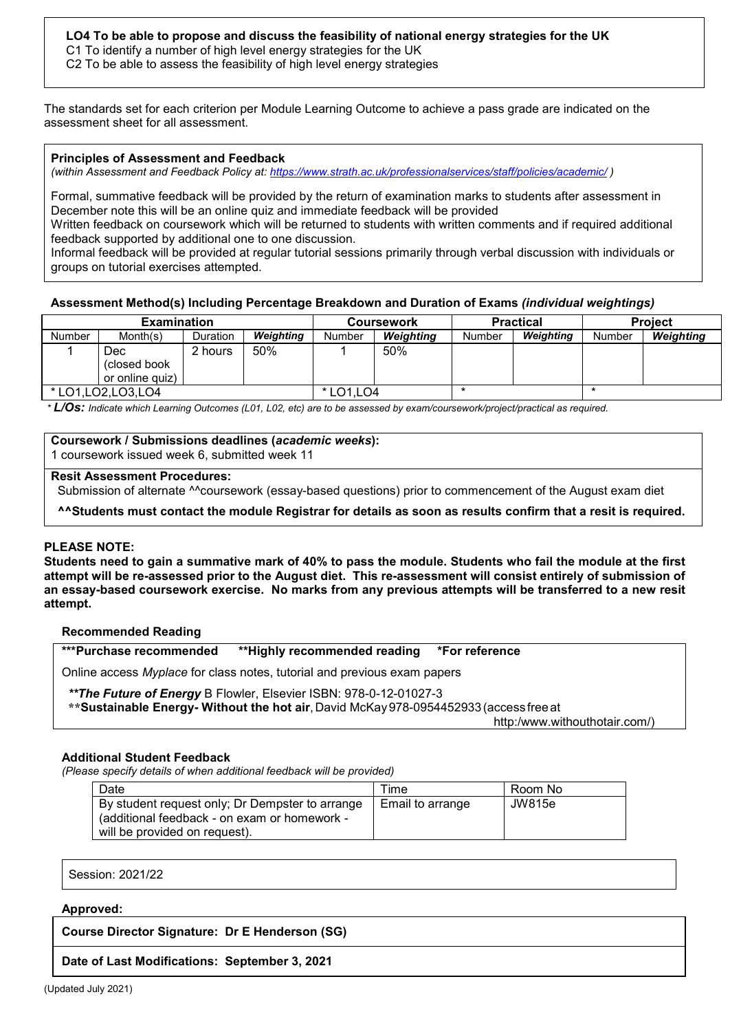**LO4 To be able to propose and discuss the feasibility of national energy strategies for the UK**
C1 To identify a number of high level energy strategies for the UK
C2 To be able to assess the feasibility of high level energy strategies

The standards set for each criterion per Module Learning Outcome to achieve a pass grade are indicated on the assessment sheet for all assessment.

**Principles of Assessment and Feedback**
*(within Assessment and Feedback Policy at: https://www.strath.ac.uk/professionalservices/staff/policies/academic/ )*

Formal, summative feedback will be provided by the return of examination marks to students after assessment in December note this will be an online quiz and immediate feedback will be provided
Written feedback on coursework which will be returned to students with written comments and if required additional feedback supported by additional one to one discussion.
Informal feedback will be provided at regular tutorial sessions primarily through verbal discussion with individuals or groups on tutorial exercises attempted.

**Assessment Method(s) Including Percentage Breakdown and Duration of Exams *(individual weightings)***

| Examination | | | | Coursework | | Practical | | Project | |
|---|---|---|---|---|---|---|---|---|---|
| Number | Month(s) | Duration | ***Weighting*** | Number | ***Weighting*** | Number | ***Weighting*** | Number | ***Weighting*** |
| 1 | Dec (closed book or online quiz) | 2 hours | 50% | 1 | 50% | | | | |
| * LO1,LO2,LO3,LO4 | | | | * LO1,LO4 | | * | | * | |

*\* **L/Os:** Indicate which Learning Outcomes (L01, L02, etc) are to be assessed by exam/coursework/project/practical as required.*

**Coursework / Submissions deadlines (*academic weeks*):**
1 coursework issued week 6, submitted week 11

**Resit Assessment Procedures:**
Submission of alternate ^^coursework (essay-based questions) prior to commencement of the August exam diet

**^^Students must contact the module Registrar for details as soon as results confirm that a resit is required.**

**PLEASE NOTE:**
**Students need to gain a summative mark of 40% to pass the module. Students who fail the module at the first attempt will be re-assessed prior to the August diet. This re-assessment will consist entirely of submission of an essay-based coursework exercise. No marks from any previous attempts will be transferred to a new resit attempt.**

**Recommended Reading**

**\*\*\*Purchase recommended  \*\*Highly recommended reading  \*For reference**

Online access *Myplace* for class notes, tutorial and previous exam papers

***\*\*The Future of Energy*** B Flowler, Elsevier ISBN: 978-0-12-01027-3
\*\***Sustainable Energy- Without the hot air**, David McKay 978-0954452933 (access free at http:/www.withouthotair.com/)

**Additional Student Feedback**
*(Please specify details of when additional feedback will be provided)*

| Date | Time | Room No |
|---|---|---|
| By student request only; Dr Dempster to arrange (additional feedback - on exam or homework - will be provided on request). | Email to arrange | JW815e |

Session: 2021/22

**Approved:**

**Course Director Signature: Dr E Henderson (SG)**

**Date of Last Modifications: September 3, 2021**

(Updated July 2021)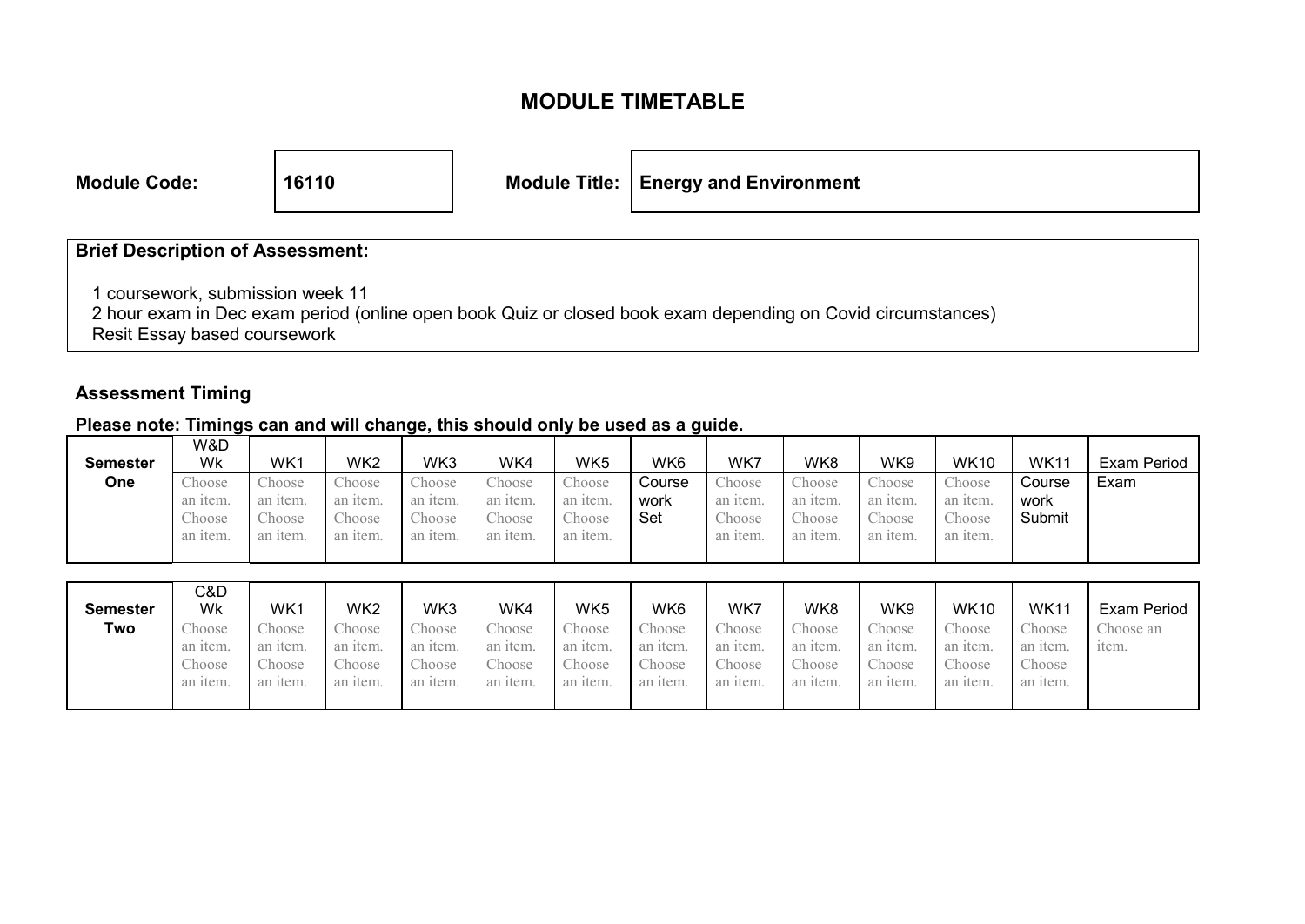# MODULE TIMETABLE

| Module Code: | 16110 | Module Title: | Energy and Environment |
|---|---|---|---|

**Brief Description of Assessment:**

1 coursework, submission week 11
2 hour exam in Dec exam period (online open book Quiz or closed book exam depending on Covid circumstances)
Resit Essay based coursework

## Assessment Timing

**Please note: Timings can and will change, this should only be used as a guide.**

| Semester One | W&D Wk | WK1 | WK2 | WK3 | WK4 | WK5 | WK6 | WK7 | WK8 | WK9 | WK10 | WK11 | Exam Period |
|---|---|---|---|---|---|---|---|---|---|---|---|---|---|
| | Choose an item. Choose an item. | Choose an item. Choose an item. | Choose an item. Choose an item. | Choose an item. Choose an item. | Choose an item. Choose an item. | Choose an item. Choose an item. | Course work Set | Choose an item. Choose an item. | Choose an item. Choose an item. | Choose an item. Choose an item. | Choose an item. Choose an item. | Course work Submit | Exam |

| Semester Two | C&D Wk | WK1 | WK2 | WK3 | WK4 | WK5 | WK6 | WK7 | WK8 | WK9 | WK10 | WK11 | Exam Period |
|---|---|---|---|---|---|---|---|---|---|---|---|---|---|
| | Choose an item. Choose an item. | Choose an item. Choose an item. | Choose an item. Choose an item. | Choose an item. Choose an item. | Choose an item. Choose an item. | Choose an item. Choose an item. | Choose an item. Choose an item. | Choose an item. Choose an item. | Choose an item. Choose an item. | Choose an item. Choose an item. | Choose an item. Choose an item. | Choose an item. Choose an item. | Choose an item. |